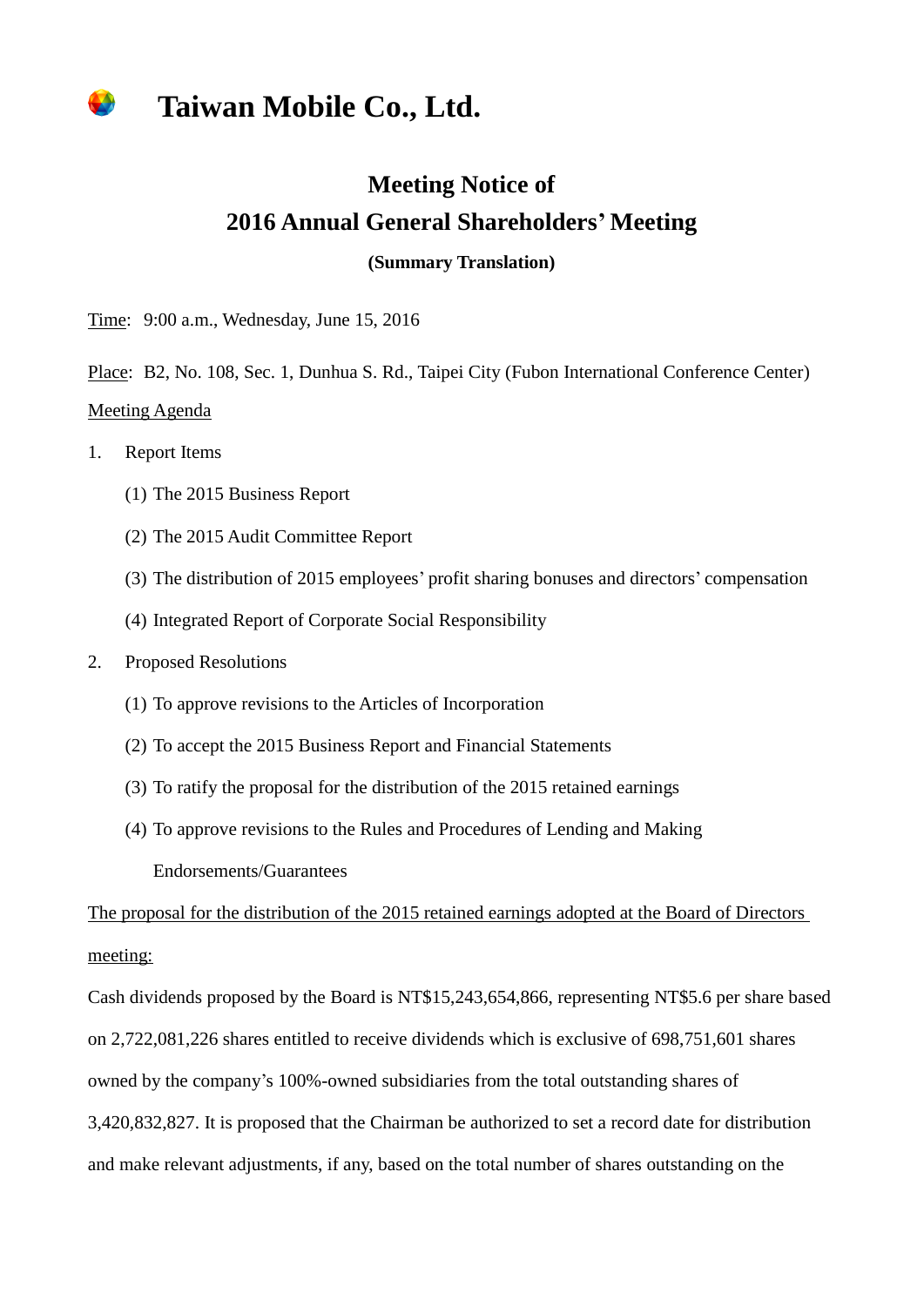# Taiwan Mobile Co., Ltd.

## Meeting Notice of
## 2016 Annual General Shareholders' Meeting

**(Summary Translation)**

Time: 9:00 a.m., Wednesday, June 15, 2016

Place: B2, No. 108, Sec. 1, Dunhua S. Rd., Taipei City (Fubon International Conference Center)

Meeting Agenda

1. Report Items
   (1) The 2015 Business Report
   (2) The 2015 Audit Committee Report
   (3) The distribution of 2015 employees' profit sharing bonuses and directors' compensation
   (4) Integrated Report of Corporate Social Responsibility
2. Proposed Resolutions
   (1) To approve revisions to the Articles of Incorporation
   (2) To accept the 2015 Business Report and Financial Statements
   (3) To ratify the proposal for the distribution of the 2015 retained earnings
   (4) To approve revisions to the Rules and Procedures of Lending and Making Endorsements/Guarantees

The proposal for the distribution of the 2015 retained earnings adopted at the Board of Directors meeting:

Cash dividends proposed by the Board is NT$15,243,654,866, representing NT$5.6 per share based on 2,722,081,226 shares entitled to receive dividends which is exclusive of 698,751,601 shares owned by the company's 100%-owned subsidiaries from the total outstanding shares of 3,420,832,827. It is proposed that the Chairman be authorized to set a record date for distribution and make relevant adjustments, if any, based on the total number of shares outstanding on the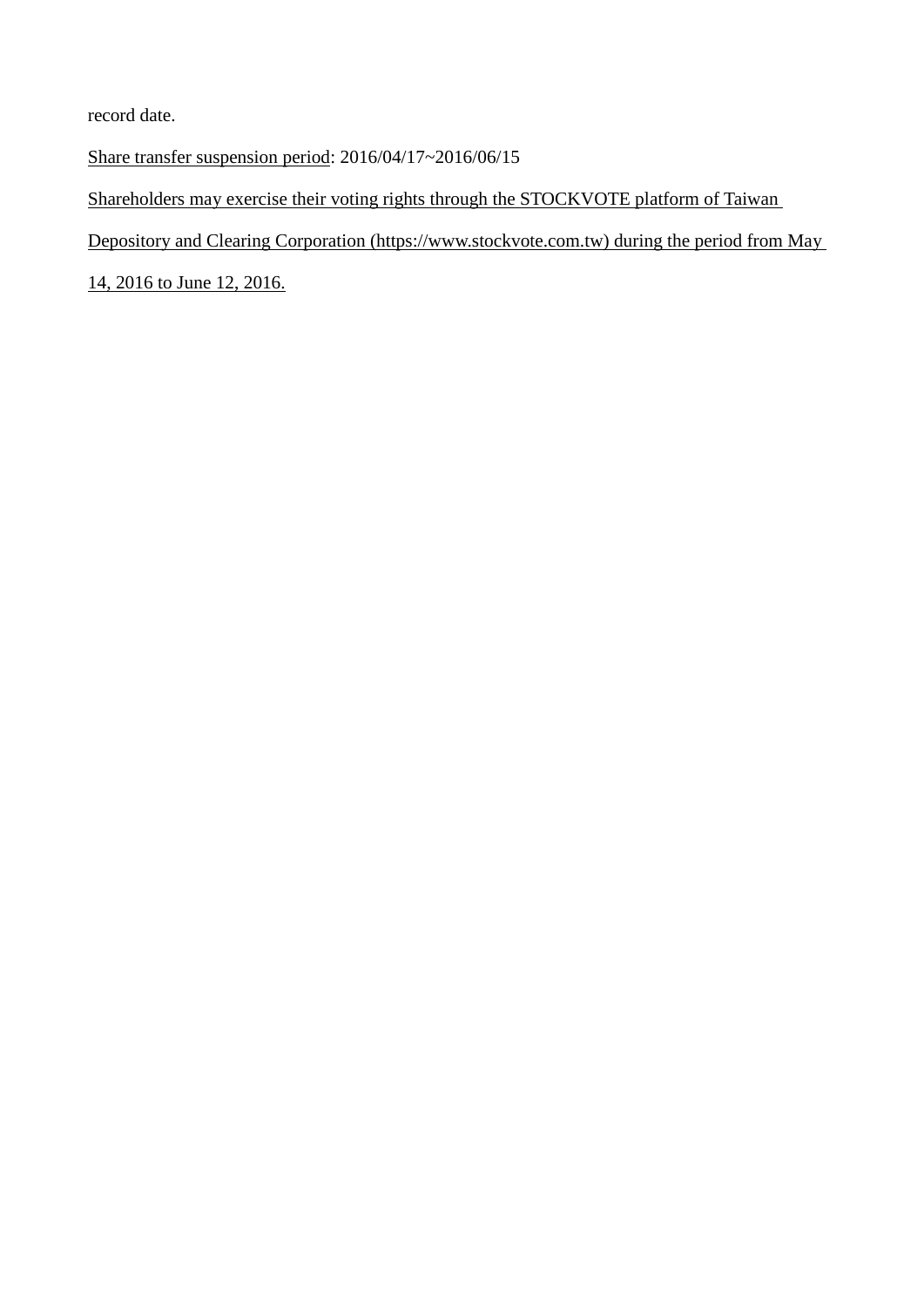record date.

Share transfer suspension period: 2016/04/17~2016/06/15

Shareholders may exercise their voting rights through the STOCKVOTE platform of Taiwan Depository and Clearing Corporation (https://www.stockvote.com.tw) during the period from May 14, 2016 to June 12, 2016.